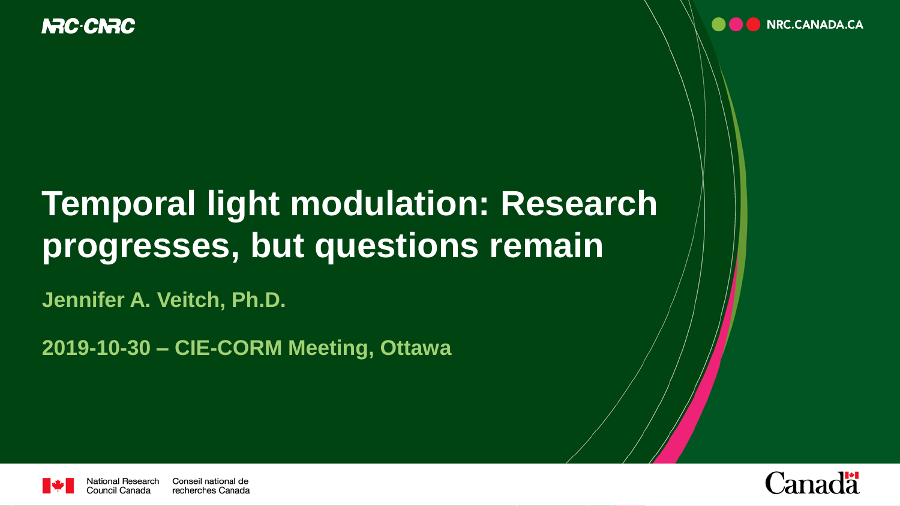NRC·CNRC

NRC.CANADA.CA

# Temporal light modulation: Research progresses, but questions remain

**Jennifer A. Veitch, Ph.D.**

**2019-10-30 – CIE-CORM Meeting, Ottawa**

National Research Council Canada | Conseil national de recherches Canada

Canada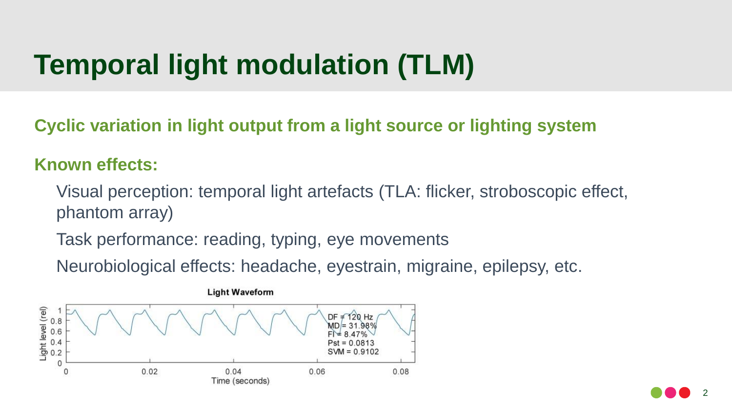# Temporal light modulation (TLM)

**Cyclic variation in light output from a light source or lighting system**

**Known effects:**

- Visual perception: temporal light artefacts (TLA: flicker, stroboscopic effect, phantom array)
- Task performance: reading, typing, eye movements
- Neurobiological effects: headache, eyestrain, migraine, epilepsy, etc.

Light Waveform

Light level (rel)

1
0.8
0.6
0.4
0.2
0

0
0.02
0.04
0.06
0.08

Time (seconds)

DF = 120 Hz
MD = 31.98%
FI = 8.47%
Pst = 0.0813
SVM = 0.9102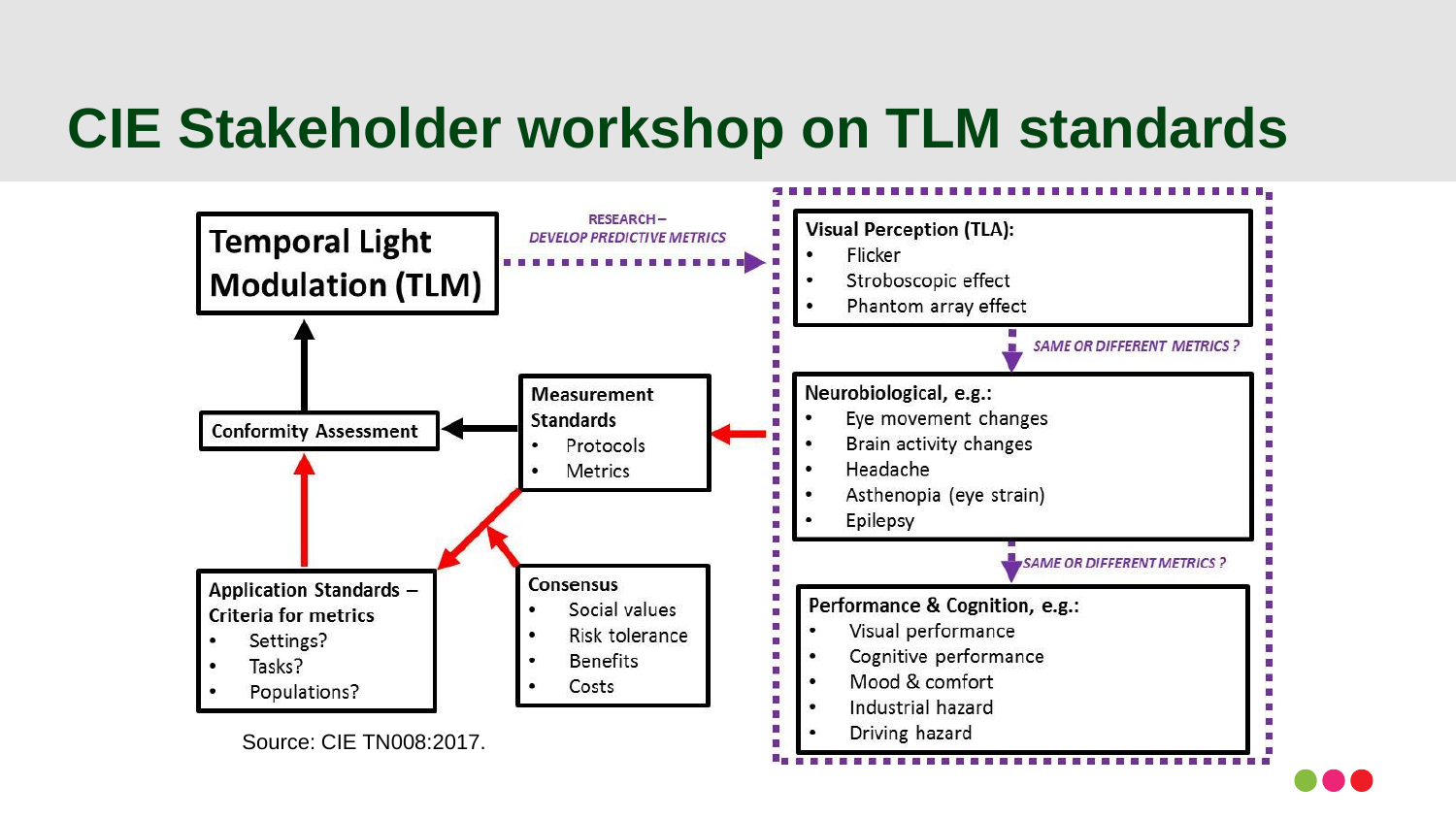# CIE Stakeholder workshop on TLM standards

**Temporal Light Modulation (TLM)**

RESEARCH – DEVELOP PREDICTIVE METRICS

**Visual Perception (TLA):**

- Flicker
- Stroboscopic effect
- Phantom array effect

SAME OR DIFFERENT METRICS ?

**Neurobiological, e.g.:**

- Eye movement changes
- Brain activity changes
- Headache
- Asthenopia (eye strain)
- Epilepsy

SAME OR DIFFERENT METRICS ?

**Performance & Cognition, e.g.:**

- Visual performance
- Cognitive performance
- Mood & comfort
- Industrial hazard
- Driving hazard

**Measurement Standards**

- Protocols
- Metrics

**Conformity Assessment**

**Application Standards – Criteria for metrics**

- Settings?
- Tasks?
- Populations?

**Consensus**

- Social values
- Risk tolerance
- Benefits
- Costs

Source: CIE TN008:2017.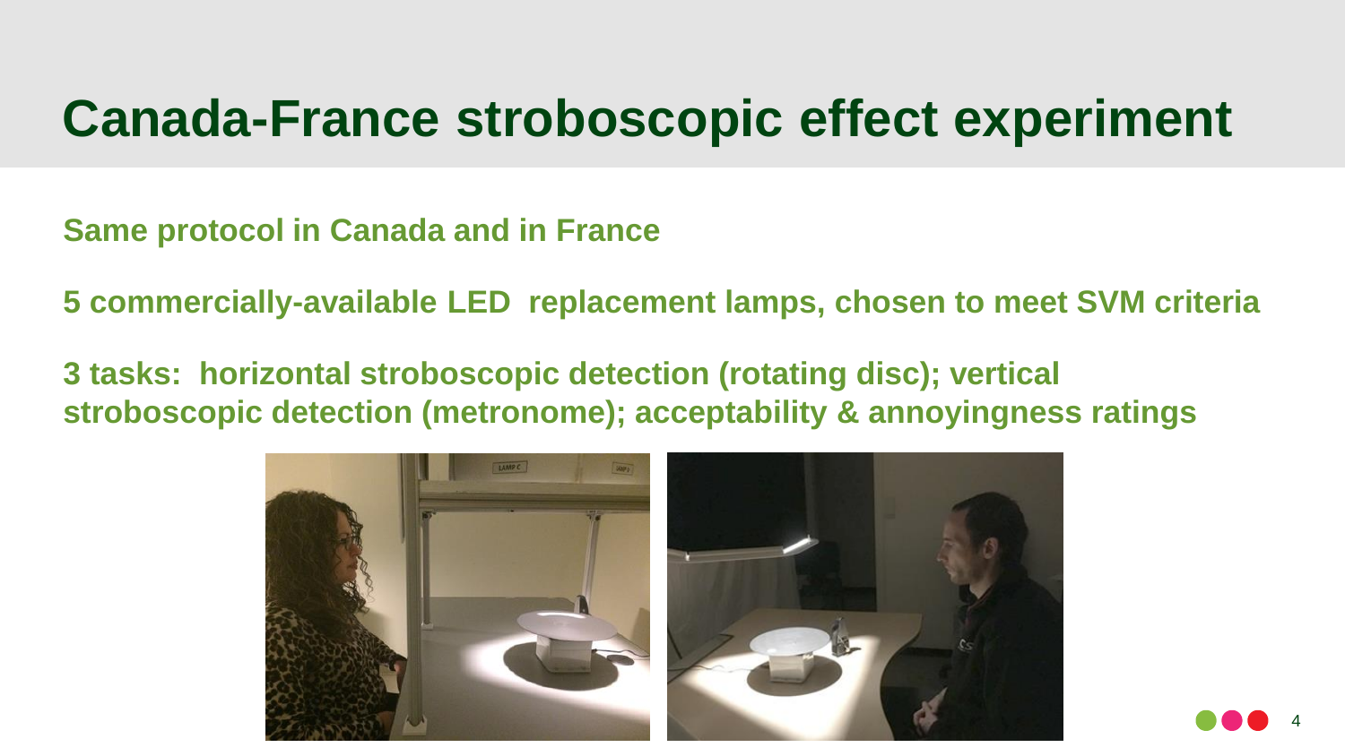# Canada-France stroboscopic effect experiment

**Same protocol in Canada and in France**

**5 commercially-available LED replacement lamps, chosen to meet SVM criteria**

**3 tasks: horizontal stroboscopic detection (rotating disc); vertical stroboscopic detection (metronome); acceptability & annoyingness ratings**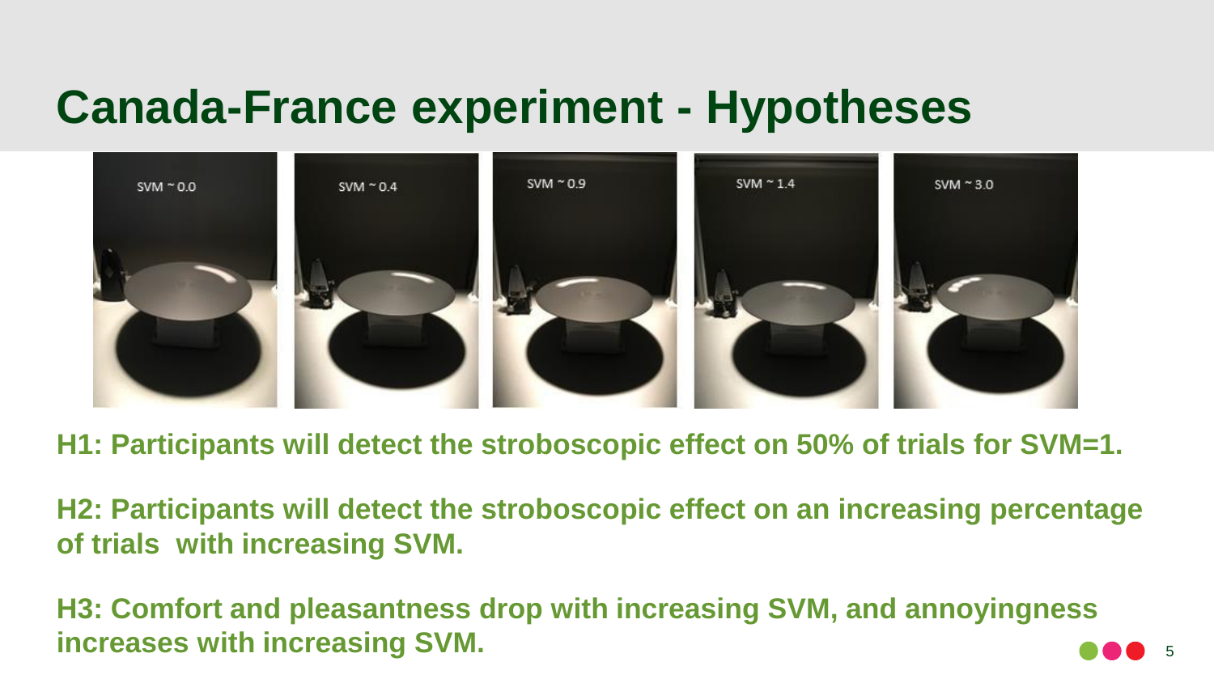# Canada-France experiment - Hypotheses

SVM ~ 0.0

SVM ~ 0.4

SVM ~ 0.9

SVM ~ 1.4

SVM ~ 3.0

**H1: Participants will detect the stroboscopic effect on 50% of trials for SVM=1.**

**H2: Participants will detect the stroboscopic effect on an increasing percentage of trials with increasing SVM.**

**H3: Comfort and pleasantness drop with increasing SVM, and annoyingness increases with increasing SVM.**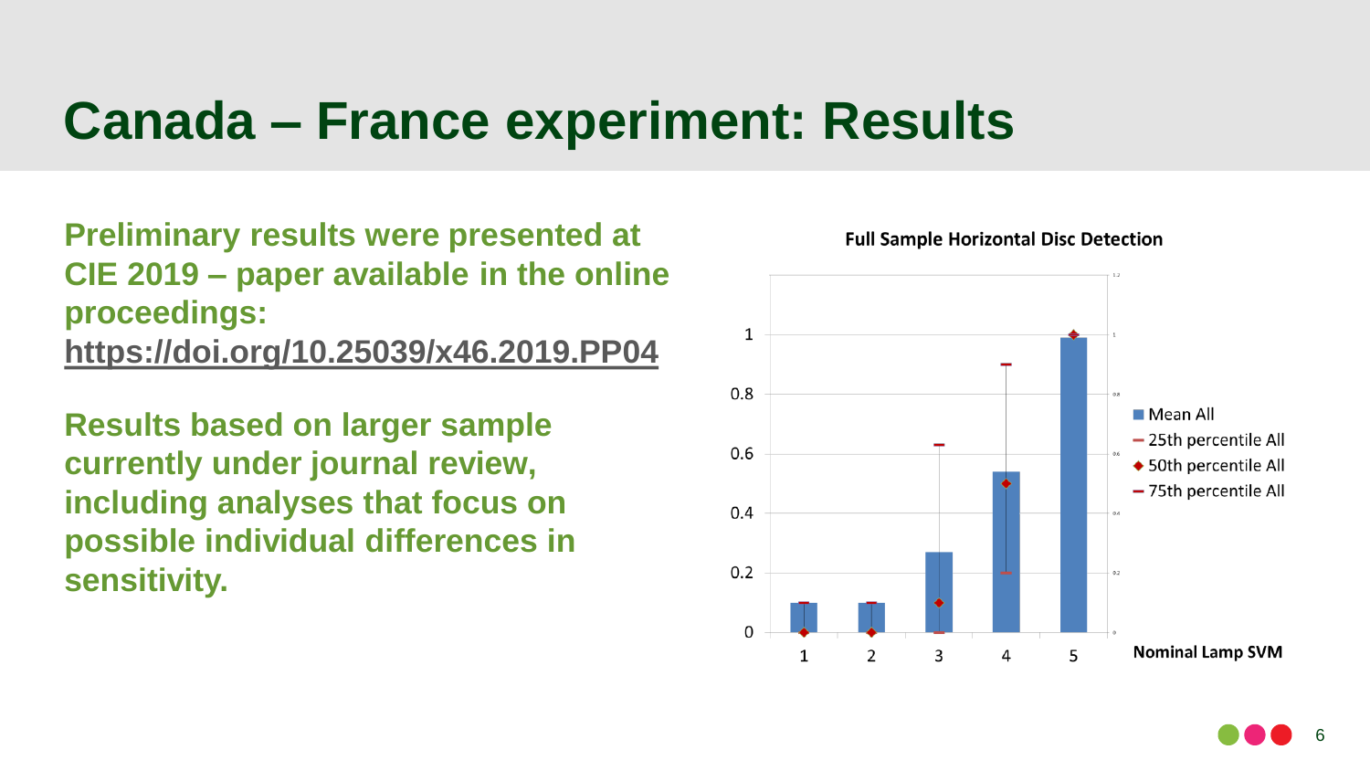# Canada – France experiment: Results

**Preliminary results were presented at CIE 2019 – paper available in the online proceedings: https://doi.org/10.25039/x46.2019.PP04**

**Results based on larger sample currently under journal review, including analyses that focus on possible individual differences in sensitivity.**

Full Sample Horizontal Disc Detection

1
0.8
0.6
0.4
0.2
0

1 2 3 4 5

Mean All
25th percentile All
50th percentile All
75th percentile All

Nominal Lamp SVM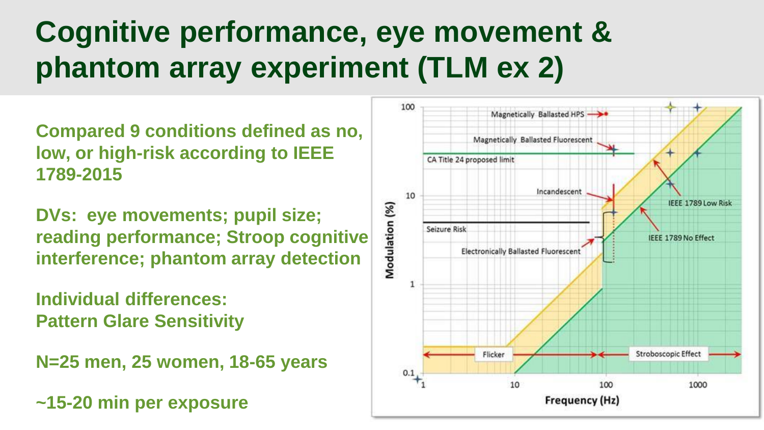# Cognitive performance, eye movement & phantom array experiment (TLM ex 2)

**Compared 9 conditions defined as no, low, or high-risk according to IEEE 1789-2015**

**DVs: eye movements; pupil size; reading performance; Stroop cognitive interference; phantom array detection**

**Individual differences: Pattern Glare Sensitivity**

**N=25 men, 25 women, 18-65 years**

**~15-20 min per exposure**

Magnetically Ballasted HPS

Magnetically Ballasted Fluorescent

CA Title 24 proposed limit

Incandescent

Seizure Risk

Electronically Ballasted Fluorescent

IEEE 1789 Low Risk

IEEE 1789 No Effect

Flicker

Stroboscopic Effect

Modulation (%)

100

10

1

0.1

Frequency (Hz)

1

10

100

1000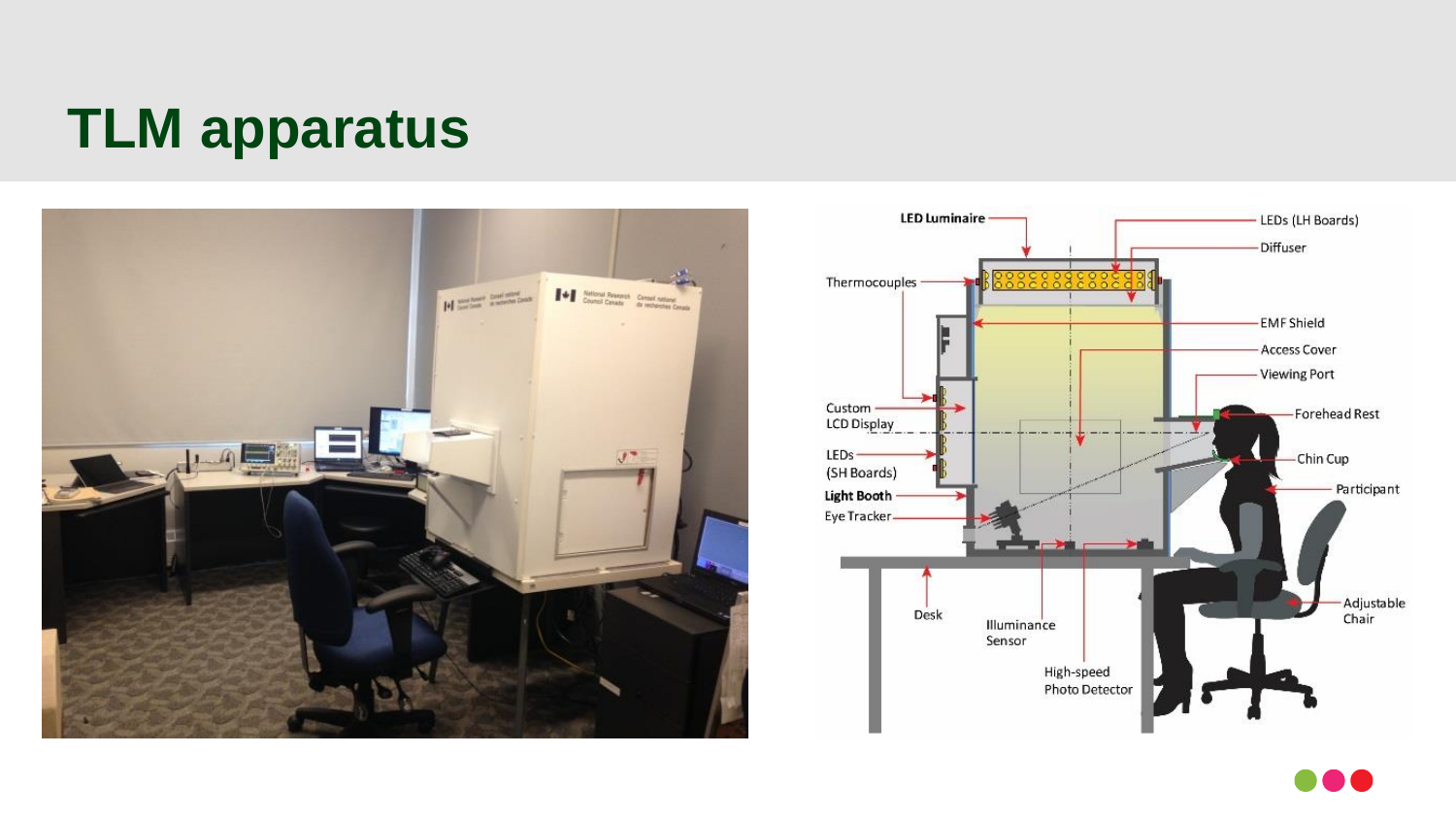# TLM apparatus

LED Luminaire
LEDs (LH Boards)
Diffuser
Thermocouples
EMF Shield
Access Cover
Viewing Port
Custom LCD Display
Forehead Rest
LEDs (SH Boards)
Chin Cup
Participant
Light Booth
Eye Tracker
Desk
Illuminance Sensor
High-speed Photo Detector
Adjustable Chair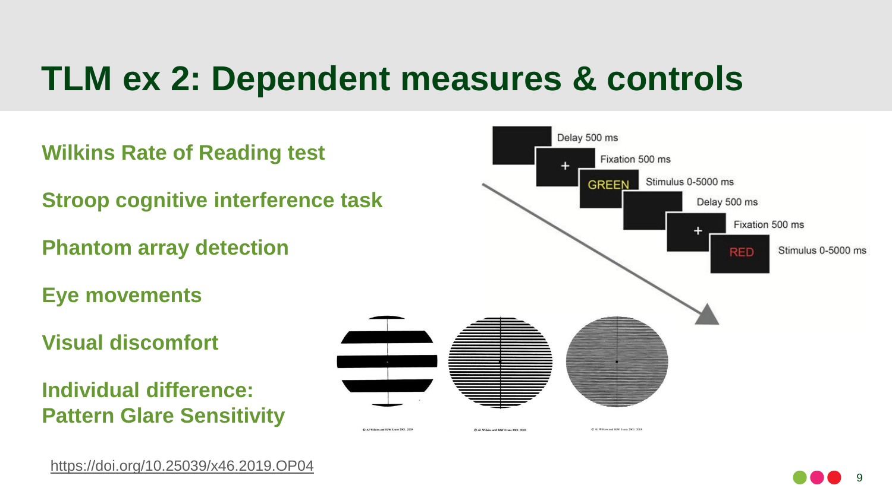# TLM ex 2: Dependent measures & controls

**Wilkins Rate of Reading test**

**Stroop cognitive interference task**

**Phantom array detection**

**Eye movements**

**Visual discomfort**

**Individual difference: Pattern Glare Sensitivity**

Delay 500 ms

Fixation 500 ms

GREEN

Stimulus 0-5000 ms

Delay 500 ms

Fixation 500 ms

RED

Stimulus 0-5000 ms

https://doi.org/10.25039/x46.2019.OP04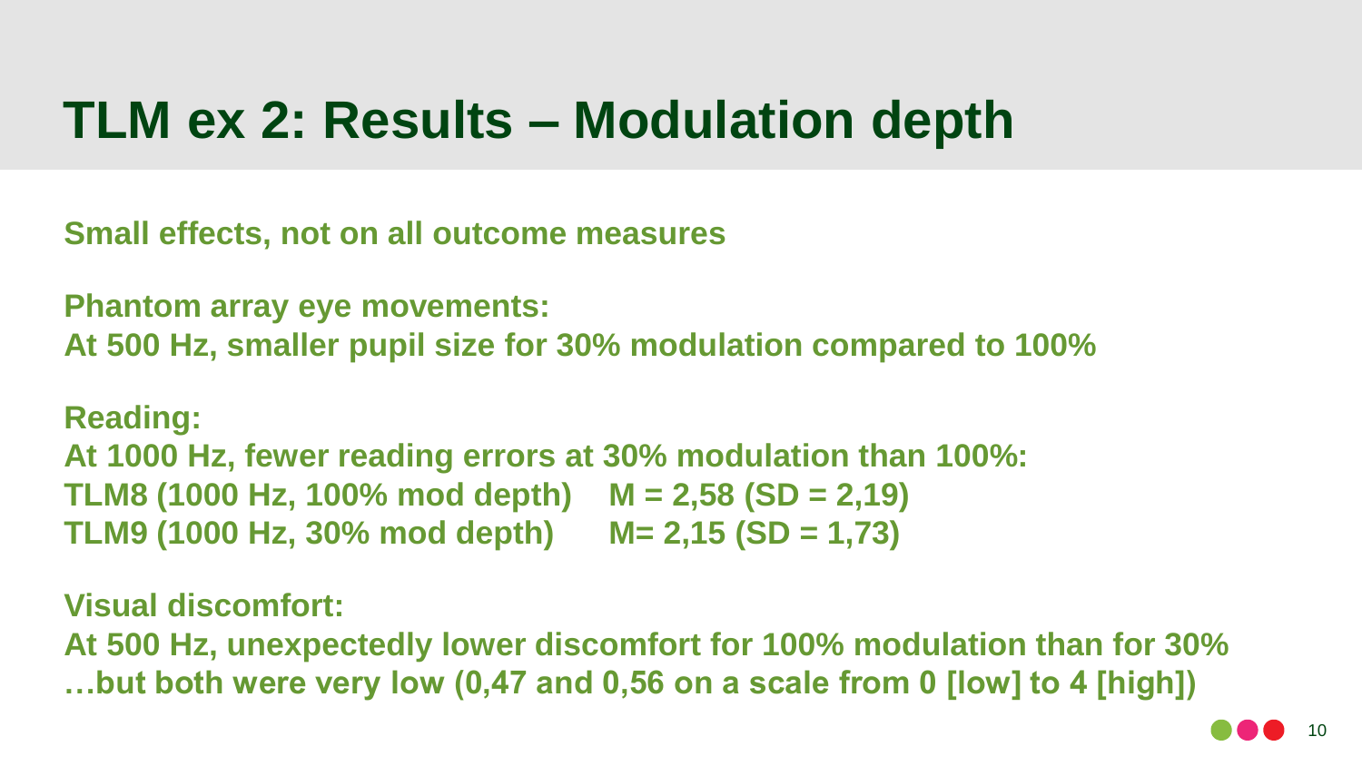# TLM ex 2: Results – Modulation depth

**Small effects, not on all outcome measures**

**Phantom array eye movements:**
**At 500 Hz, smaller pupil size for 30% modulation compared to 100%**

**Reading:**
**At 1000 Hz, fewer reading errors at 30% modulation than 100%:**
**TLM8 (1000 Hz, 100% mod depth) M = 2,58 (SD = 2,19)**
**TLM9 (1000 Hz, 30% mod depth) M= 2,15 (SD = 1,73)**

**Visual discomfort:**
**At 500 Hz, unexpectedly lower discomfort for 100% modulation than for 30%**
**…but both were very low (0,47 and 0,56 on a scale from 0 [low] to 4 [high])**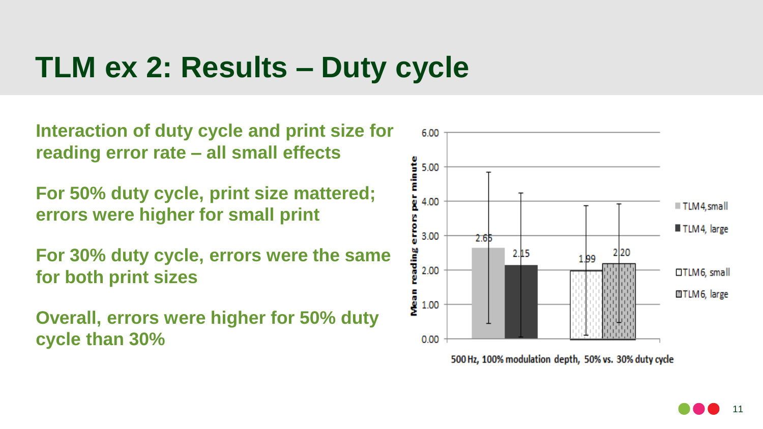# TLM ex 2: Results – Duty cycle

**Interaction of duty cycle and print size for reading error rate – all small effects**

**For 50% duty cycle, print size mattered; errors were higher for small print**

**For 30% duty cycle, errors were the same for both print sizes**

**Overall, errors were higher for 50% duty cycle than 30%**

Mean reading errors per minute

6.00
5.00
4.00
3.00
2.00
1.00
0.00

2.65
2.15
1.99
2.20

TLM4,small
TLM4, large
TLM6, small
TLM6, large

500 Hz, 100% modulation depth, 50% vs. 30% duty cycle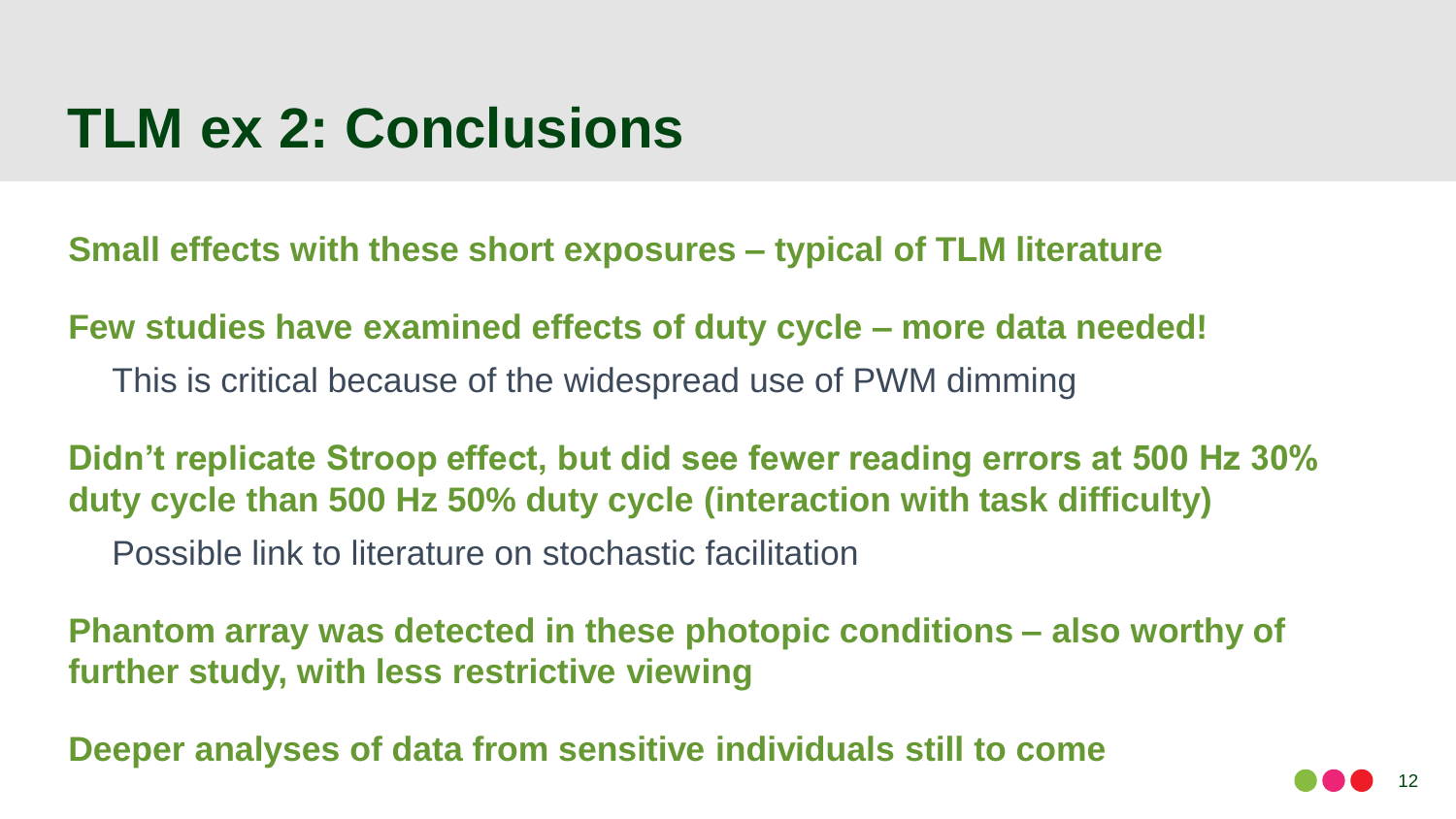# TLM ex 2: Conclusions

**Small effects with these short exposures – typical of TLM literature**

**Few studies have examined effects of duty cycle – more data needed!**

- This is critical because of the widespread use of PWM dimming

**Didn't replicate Stroop effect, but did see fewer reading errors at 500 Hz 30% duty cycle than 500 Hz 50% duty cycle (interaction with task difficulty)**

- Possible link to literature on stochastic facilitation

**Phantom array was detected in these photopic conditions – also worthy of further study, with less restrictive viewing**

**Deeper analyses of data from sensitive individuals still to come**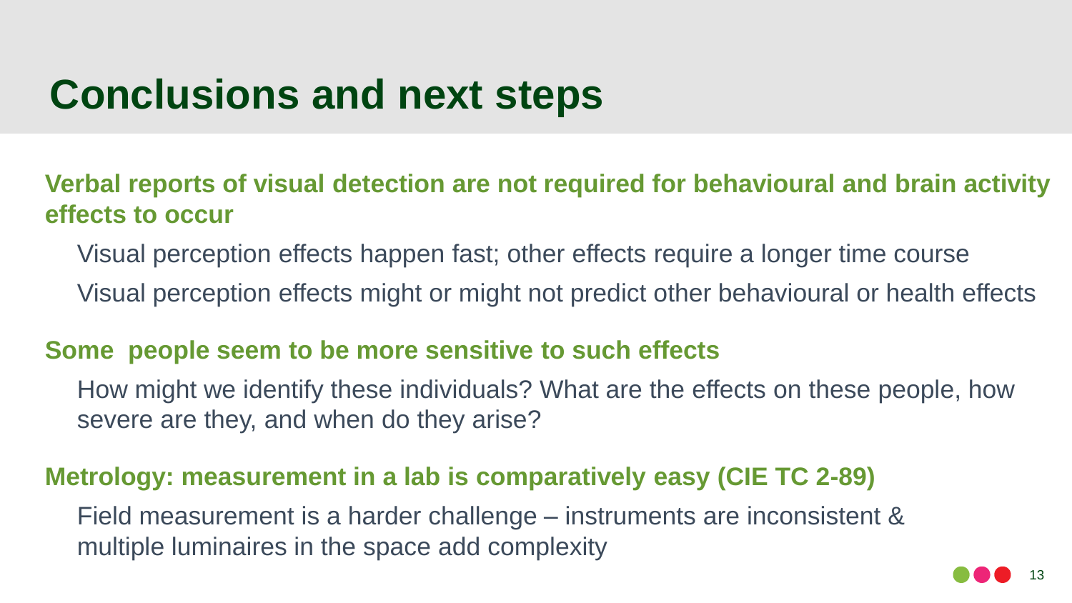# Conclusions and next steps

**Verbal reports of visual detection are not required for behavioural and brain activity effects to occur**

Visual perception effects happen fast; other effects require a longer time course

Visual perception effects might or might not predict other behavioural or health effects

**Some people seem to be more sensitive to such effects**

How might we identify these individuals? What are the effects on these people, how severe are they, and when do they arise?

**Metrology: measurement in a lab is comparatively easy (CIE TC 2-89)**

Field measurement is a harder challenge – instruments are inconsistent & multiple luminaires in the space add complexity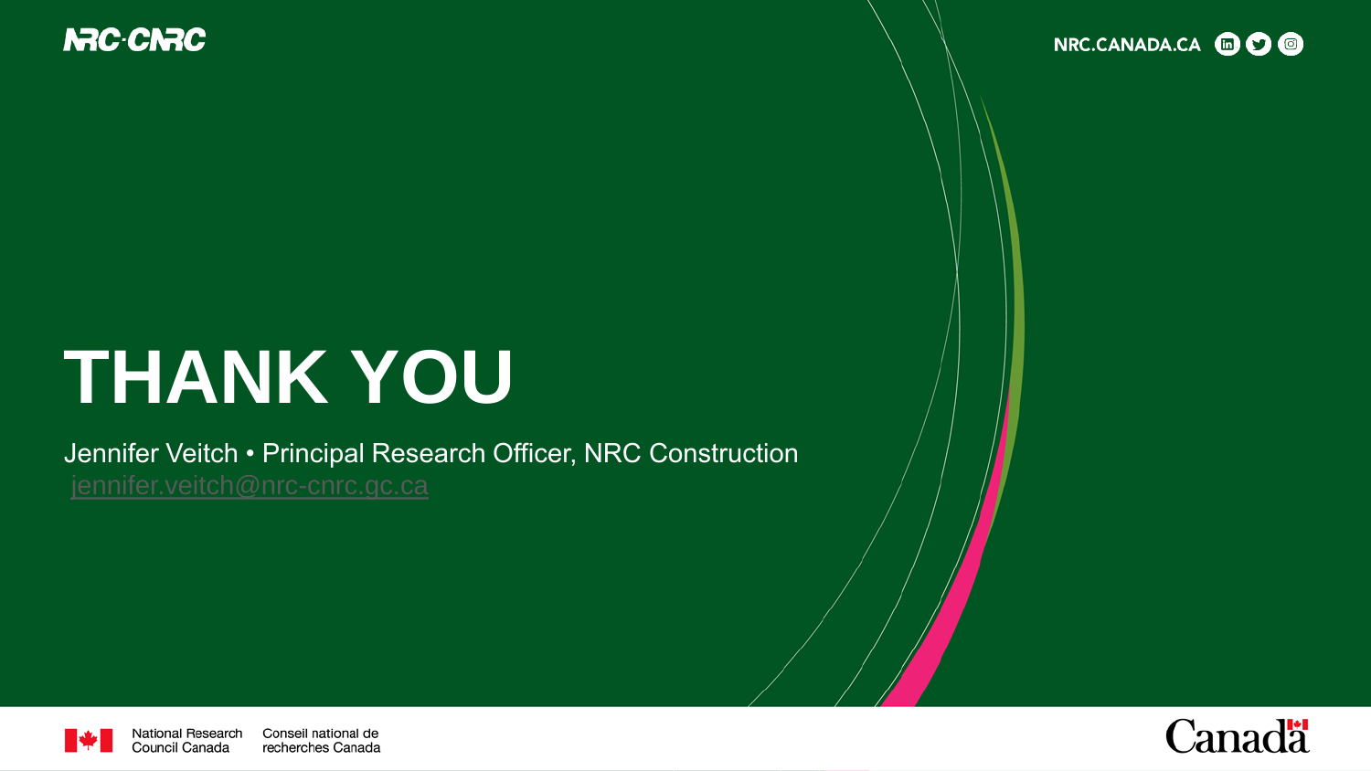NRC·CNRC

NRC.CANADA.CA

# THANK YOU

Jennifer Veitch • Principal Research Officer, NRC Construction

jennifer.veitch@nrc-cnrc.gc.ca

National Research Council Canada

Conseil national de recherches Canada

Canada